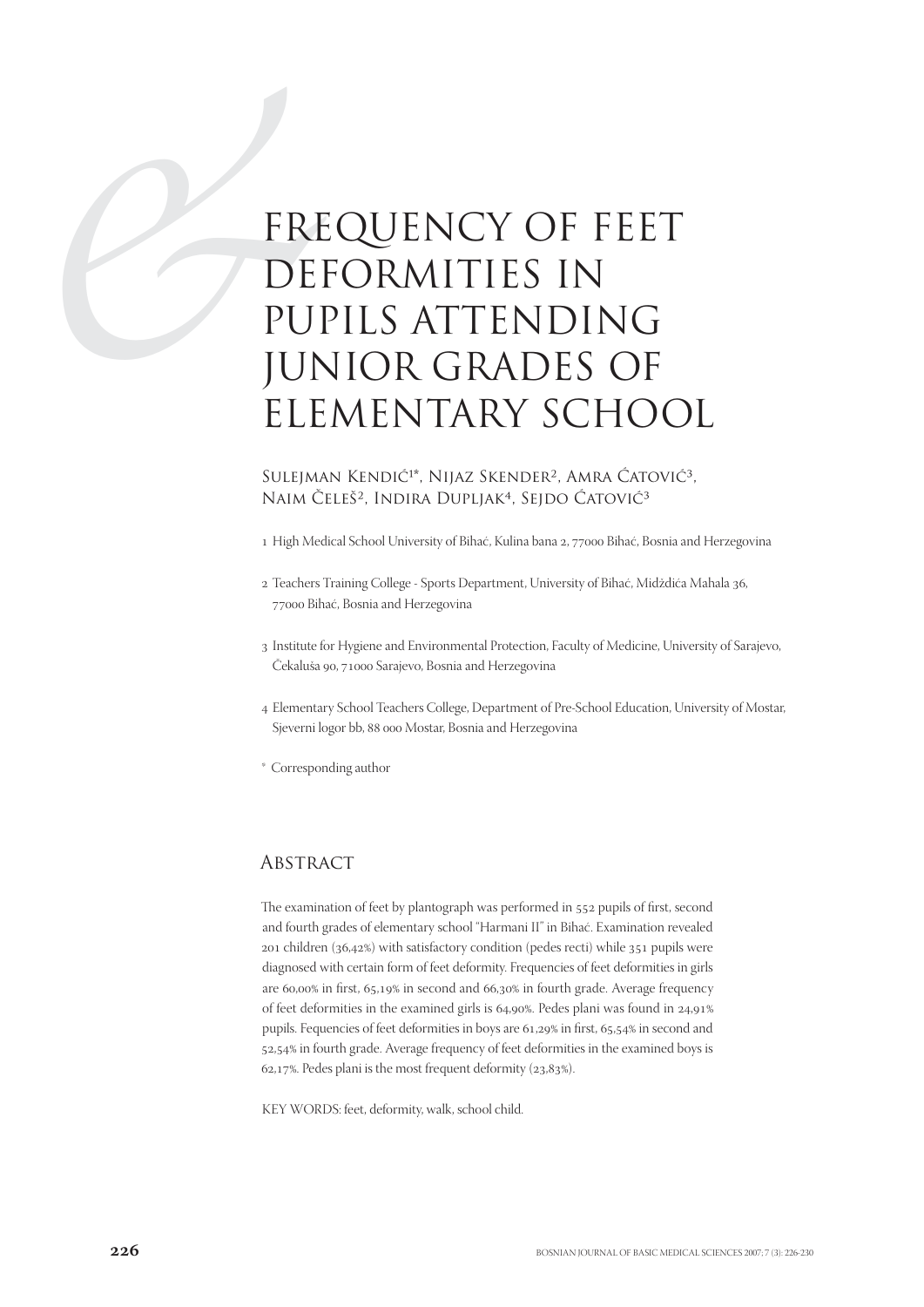# FREQUENCY OF FEET DEFORMITIES IN PUPILS ATTENDING JUNIOR GRADES OF ELEMENTARY SCHOOL

Sulejman Kendić[1]*, Nijaz Skender[2], Amra Ćatović[3], Naim Čeleš[2], Indira Dupljak[4], Sejdo Ćatović[3]

1 High Medical School University of Bihać, Kulina bana 2, 77000 Bihać, Bosnia and Herzegovina

2 Teachers Training College - Sports Department, University of Bihać, Midždića Mahala 36, 77000 Bihać, Bosnia and Herzegovina

3 Institute for Hygiene and Environmental Protection, Faculty of Medicine, University of Sarajevo, Čekaluša 90, 71000 Sarajevo, Bosnia and Herzegovina

4 Elementary School Teachers College, Department of Pre-School Education, University of Mostar, Sjeverni logor bb, 88 000 Mostar, Bosnia and Herzegovina

* Corresponding author

## Abstract

The examination of feet by plantograph was performed in 552 pupils of first, second and fourth grades of elementary school "Harmani II" in Bihać. Examination revealed 201 children (36,42%) with satisfactory condition (pedes recti) while 351 pupils were diagnosed with certain form of feet deformity. Frequencies of feet deformities in girls are 60,00% in first, 65,19% in second and 66,30% in fourth grade. Average frequency of feet deformities in the examined girls is 64,90%. Pedes plani was found in 24,91% pupils. Fequencies of feet deformities in boys are 61,29% in first, 65,54% in second and 52,54% in fourth grade. Average frequency of feet deformities in the examined boys is 62,17%. Pedes plani is the most frequent deformity (23,83%).

KEY WORDS: feet, deformity, walk, school child.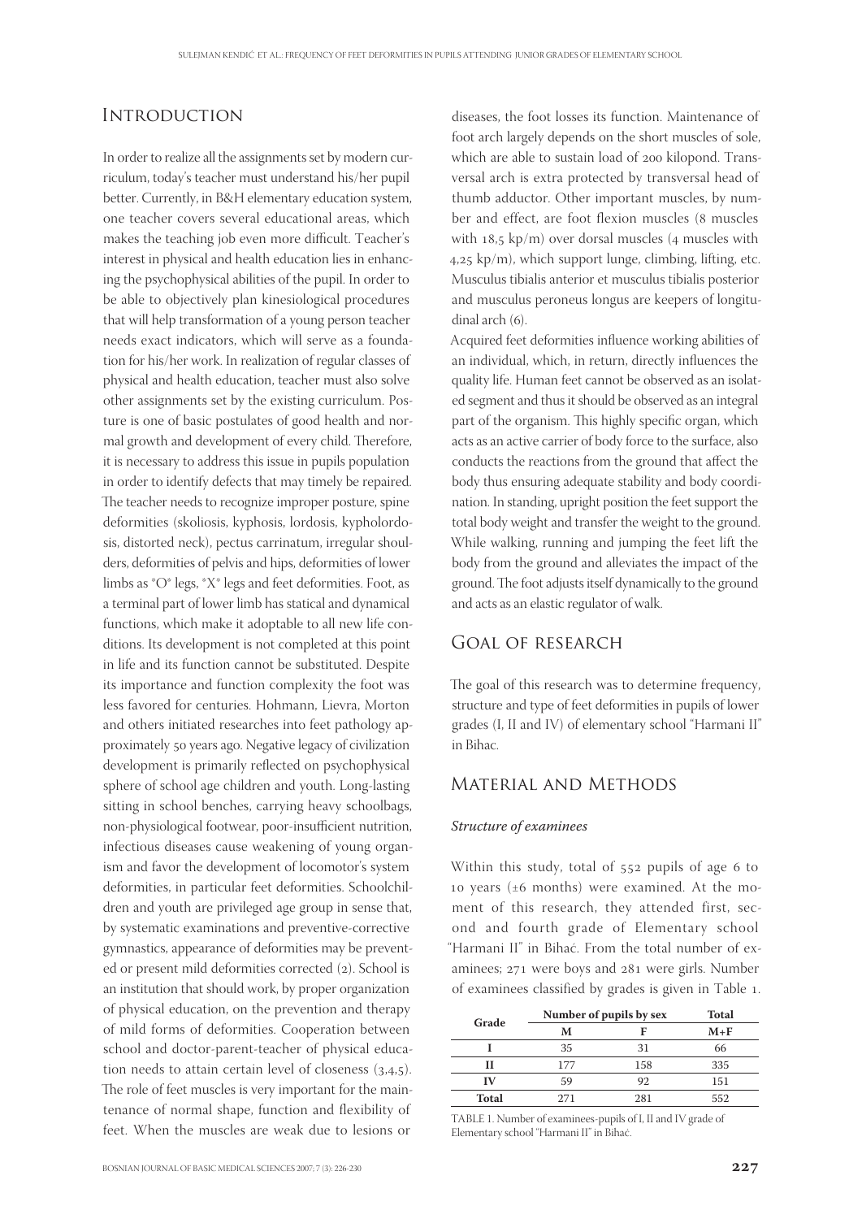## Introduction

In order to realize all the assignments set by modern curriculum, today's teacher must understand his/her pupil better. Currently, in B&H elementary education system, one teacher covers several educational areas, which makes the teaching job even more difficult. Teacher's interest in physical and health education lies in enhancing the psychophysical abilities of the pupil. In order to be able to objectively plan kinesiological procedures that will help transformation of a young person teacher needs exact indicators, which will serve as a foundation for his/her work. In realization of regular classes of physical and health education, teacher must also solve other assignments set by the existing curriculum. Posture is one of basic postulates of good health and normal growth and development of every child. Therefore, it is necessary to address this issue in pupils population in order to identify defects that may timely be repaired. The teacher needs to recognize improper posture, spine deformities (skoliosis, kyphosis, lordosis, kypholordosis, distorted neck), pectus carrinatum, irregular shoulders, deformities of pelvis and hips, deformities of lower limbs as "O" legs, "X" legs and feet deformities. Foot, as a terminal part of lower limb has statical and dynamical functions, which make it adoptable to all new life conditions. Its development is not completed at this point in life and its function cannot be substituted. Despite its importance and function complexity the foot was less favored for centuries. Hohmann, Lievra, Morton and others initiated researches into feet pathology approximately 50 years ago. Negative legacy of civilization development is primarily reflected on psychophysical sphere of school age children and youth. Long-lasting sitting in school benches, carrying heavy schoolbags, non-physiological footwear, poor-insufficient nutrition, infectious diseases cause weakening of young organism and favor the development of locomotor's system deformities, in particular feet deformities. Schoolchildren and youth are privileged age group in sense that, by systematic examinations and preventive-corrective gymnastics, appearance of deformities may be prevented or present mild deformities corrected (2). School is an institution that should work, by proper organization of physical education, on the prevention and therapy of mild forms of deformities. Cooperation between school and doctor-parent-teacher of physical education needs to attain certain level of closeness (3,4,5). The role of feet muscles is very important for the maintenance of normal shape, function and flexibility of feet. When the muscles are weak due to lesions or diseases, the foot losses its function. Maintenance of foot arch largely depends on the short muscles of sole, which are able to sustain load of 200 kilopond. Transversal arch is extra protected by transversal head of thumb adductor. Other important muscles, by number and effect, are foot flexion muscles (8 muscles with 18,5 kp/m) over dorsal muscles (4 muscles with 4,25 kp/m), which support lunge, climbing, lifting, etc. Musculus tibialis anterior et musculus tibialis posterior and musculus peroneus longus are keepers of longitudinal arch (6).

Acquired feet deformities influence working abilities of an individual, which, in return, directly influences the quality life. Human feet cannot be observed as an isolated segment and thus it should be observed as an integral part of the organism. This highly specific organ, which acts as an active carrier of body force to the surface, also conducts the reactions from the ground that affect the body thus ensuring adequate stability and body coordination. In standing, upright position the feet support the total body weight and transfer the weight to the ground. While walking, running and jumping the feet lift the body from the ground and alleviates the impact of the ground. The foot adjusts itself dynamically to the ground and acts as an elastic regulator of walk.

## Goal of research

The goal of this research was to determine frequency, structure and type of feet deformities in pupils of lower grades (I, II and IV) of elementary school "Harmani II" in Bihac.

## Material and Methods

### *Structure of examinees*

Within this study, total of 552 pupils of age 6 to 10 years (±6 months) were examined. At the moment of this research, they attended first, second and fourth grade of Elementary school "Harmani II" in Bihać. From the total number of examinees; 271 were boys and 281 were girls. Number of examinees classified by grades is given in Table 1.

| Grade | Number of pupils by sex | | Total |
|---|---|---|---|
| | M | F | M+F |
| I | 35 | 31 | 66 |
| II | 177 | 158 | 335 |
| IV | 59 | 92 | 151 |
| Total | 271 | 281 | 552 |

TABLE 1. Number of examinees-pupils of I, II and IV grade of Elementary school "Harmani II" in Bihać.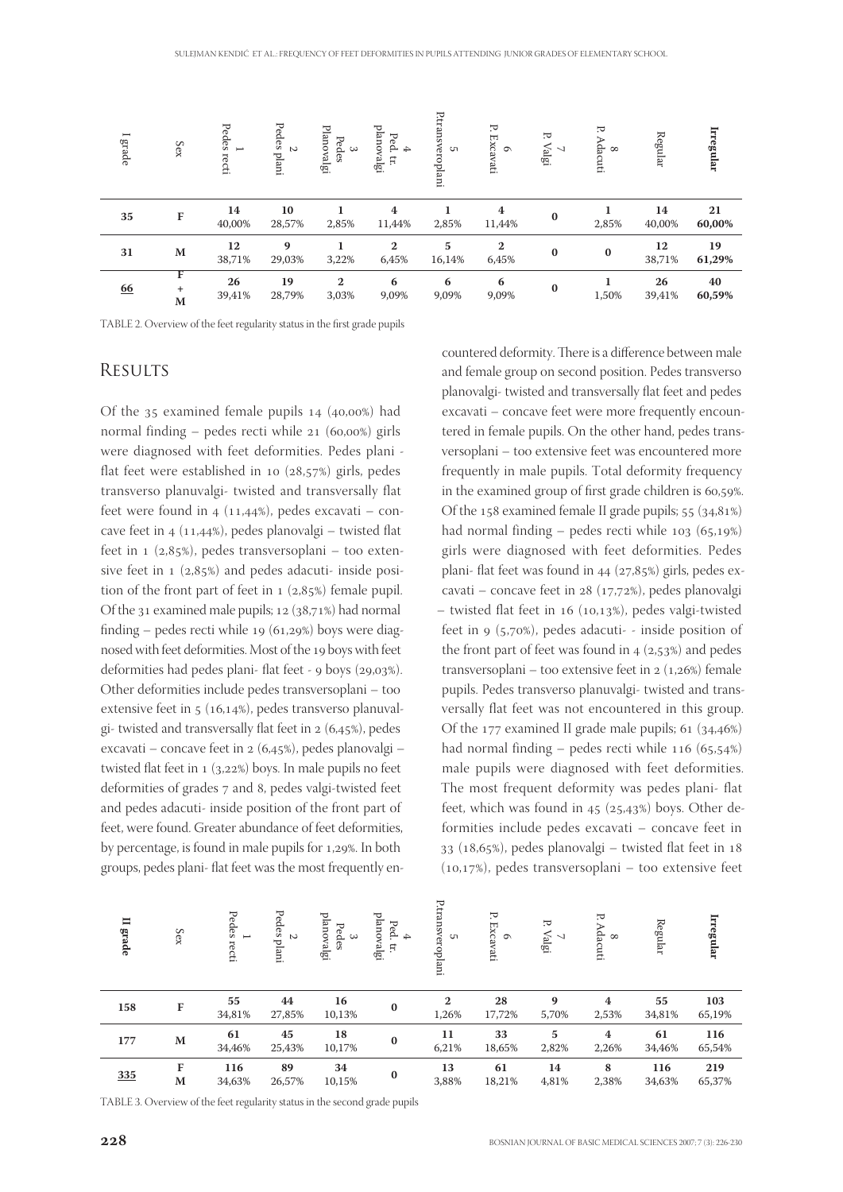| I grade | Sex | 1 Pedes recti | 2 Pedes plani | 3 Pedes Planovalgi | 4 Ped. tr. planovalgi | 5 Ptransveroplani | 6 P. Excavati | 7 P. Valgi | 8 P. Adacuti | Regular | **Irregular** |
|---|---|---|---|---|---|---|---|---|---|---|---|
| **35** | **F** | **14** 40,00% | **10** 28,57% | **1** 2,85% | **4** 11,44% | **1** 2,85% | **4** 11,44% | **0** | **1** 2,85% | **14** 40,00% | **21** **60,00%** |
| **31** | **M** | **12** 38,71% | **9** 29,03% | **1** 3,22% | **2** 6,45% | **5** 16,14% | **2** 6,45% | **0** | **0** | **12** 38,71% | **19** **61,29%** |
| **66** | **F + M** | **26** 39,41% | **19** 28,79% | **2** 3,03% | **6** 9,09% | **6** 9,09% | **6** 9,09% | **0** | **1** 1,50% | **26** 39,41% | **40** **60,59%** |

TABLE 2. Overview of the feet regularity status in the first grade pupils

## Results

Of the 35 examined female pupils 14 (40,00%) had normal finding – pedes recti while 21 (60,00%) girls were diagnosed with feet deformities. Pedes plani - flat feet were established in 10 (28,57%) girls, pedes transverso planuvalgi- twisted and transversally flat feet were found in 4 (11,44%), pedes excavati – concave feet in 4 (11,44%), pedes planovalgi – twisted flat feet in 1 (2,85%), pedes transversoplani – too extensive feet in 1 (2,85%) and pedes adacuti- inside position of the front part of feet in 1 (2,85%) female pupil. Of the 31 examined male pupils; 12 (38,71%) had normal finding – pedes recti while 19 (61,29%) boys were diagnosed with feet deformities. Most of the 19 boys with feet deformities had pedes plani- flat feet - 9 boys (29,03%). Other deformities include pedes transversoplani – too extensive feet in 5 (16,14%), pedes transverso planuvalgi- twisted and transversally flat feet in 2 (6,45%), pedes excavati – concave feet in 2 (6,45%), pedes planovalgi – twisted flat feet in 1 (3,22%) boys. In male pupils no feet deformities of grades 7 and 8, pedes valgi-twisted feet and pedes adacuti- inside position of the front part of feet, were found. Greater abundance of feet deformities, by percentage, is found in male pupils for 1,29%. In both groups, pedes plani- flat feet was the most frequently encountered deformity. There is a difference between male and female group on second position. Pedes transverso planovalgi- twisted and transversally flat feet and pedes excavati – concave feet were more frequently encountered in female pupils. On the other hand, pedes transversoplani – too extensive feet was encountered more frequently in male pupils. Total deformity frequency in the examined group of first grade children is 60,59%. Of the 158 examined female II grade pupils; 55 (34,81%) had normal finding – pedes recti while 103 (65,19%) girls were diagnosed with feet deformities. Pedes plani- flat feet was found in 44 (27,85%) girls, pedes excavati – concave feet in 28 (17,72%), pedes planovalgi – twisted flat feet in 16 (10,13%), pedes valgi-twisted feet in 9 (5,70%), pedes adacuti- - inside position of the front part of feet was found in 4 (2,53%) and pedes transversoplani – too extensive feet in 2 (1,26%) female pupils. Pedes transverso planuvalgi- twisted and transversally flat feet was not encountered in this group. Of the 177 examined II grade male pupils; 61 (34,46%) had normal finding – pedes recti while 116 (65,54%) male pupils were diagnosed with feet deformities. The most frequent deformity was pedes plani- flat feet, which was found in 45 (25,43%) boys. Other deformities include pedes excavati – concave feet in 33 (18,65%), pedes planovalgi – twisted flat feet in 18 (10,17%), pedes transversoplani – too extensive feet

| II grade | Sex | 1 Pedes recti | 2 Pedes plani | 3 Pedes planovalgi | 4 Ped. tr. planovalgi | 5 Ptransveroplani | 6 P. Excavati | 7 P. Valgi | 8 P. Adacuti | Regular | Irregular |
|---|---|---|---|---|---|---|---|---|---|---|---|
| **158** | **F** | **55** 34,81% | **44** 27,85% | **16** 10,13% | **0** | **2** 1,26% | **28** 17,72% | **9** 5,70% | **4** 2,53% | **55** 34,81% | **103** 65,19% |
| **177** | **M** | **61** 34,46% | **45** 25,43% | **18** 10,17% | **0** | **11** 6,21% | **33** 18,65% | **5** 2,82% | **4** 2,26% | **61** 34,46% | **116** 65,54% |
| **335** | **F M** | **116** 34,63% | **89** 26,57% | **34** 10,15% | **0** | **13** 3,88% | **61** 18,21% | **14** 4,81% | **8** 2,38% | **116** 34,63% | **219** 65,37% |

TABLE 3. Overview of the feet regularity status in the second grade pupils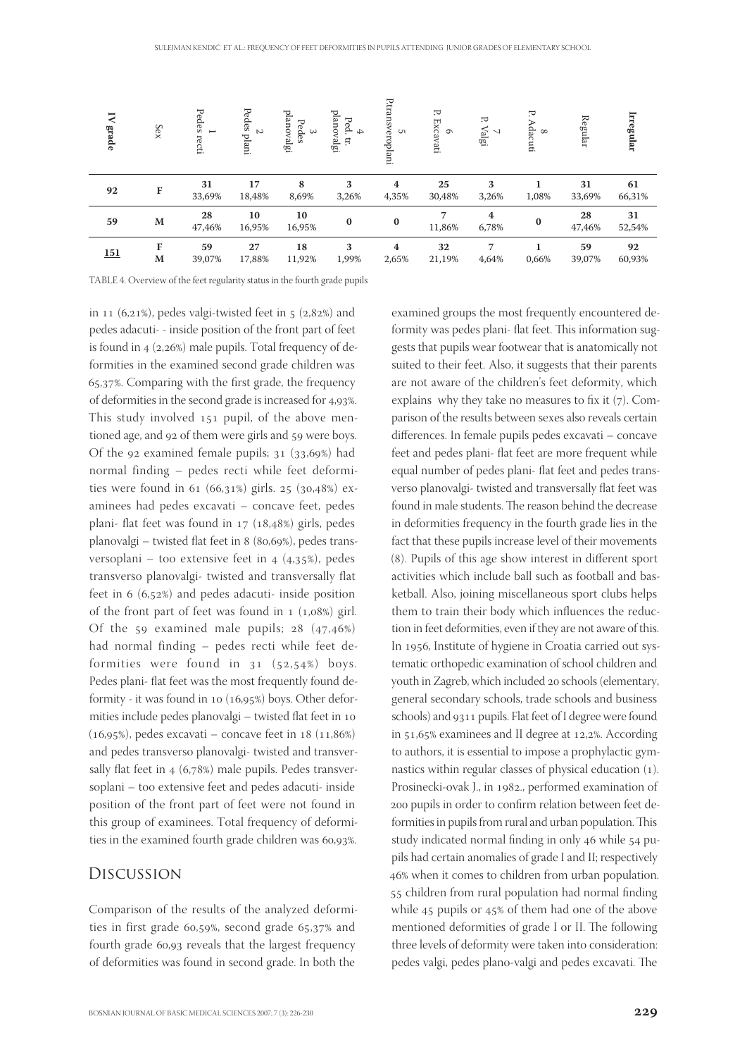| IV grade | Sex | 1 Pedes recti | 2 Pedes plani | 3 Pedes planovalgi | 4 Ped. tr. planovalgi | 5 Ptransveroplani | 6 P. Excavati | 7 P. Valgi | 8 P. Adacuti | Regular | Irregular |
|---|---|---|---|---|---|---|---|---|---|---|---|
| 92 | F | 31 33,69% | 17 18,48% | 8 8,69% | 3 3,26% | 4 4,35% | 25 30,48% | 3 3,26% | 1 1,08% | 31 33,69% | 61 66,31% |
| 59 | M | 28 47,46% | 10 16,95% | 10 16,95% | 0 | 0 | 7 11,86% | 4 6,78% | 0 | 28 47,46% | 31 52,54% |
| <u>151</u> | F M | 59 39,07% | 27 17,88% | 18 11,92% | 3 1,99% | 4 2,65% | 32 21,19% | 7 4,64% | 1 0,66% | 59 39,07% | 92 60,93% |

TABLE 4. Overview of the feet regularity status in the fourth grade pupils

in 11 (6,21%), pedes valgi-twisted feet in 5 (2,82%) and pedes adacuti- - inside position of the front part of feet is found in 4 (2,26%) male pupils. Total frequency of deformities in the examined second grade children was 65,37%. Comparing with the first grade, the frequency of deformities in the second grade is increased for 4,93%. This study involved 151 pupil, of the above mentioned age, and 92 of them were girls and 59 were boys. Of the 92 examined female pupils; 31 (33,69%) had normal finding – pedes recti while feet deformities were found in 61 (66,31%) girls. 25 (30,48%) examinees had pedes excavati – concave feet, pedes plani- flat feet was found in 17 (18,48%) girls, pedes planovalgi – twisted flat feet in 8 (80,69%), pedes transversoplani – too extensive feet in 4 (4,35%), pedes transverso planovalgi- twisted and transversally flat feet in 6 (6,52%) and pedes adacuti- inside position of the front part of feet was found in 1 (1,08%) girl. Of the 59 examined male pupils; 28 (47,46%) had normal finding – pedes recti while feet deformities were found in 31 (52,54%) boys. Pedes plani- flat feet was the most frequently found deformity - it was found in 10 (16,95%) boys. Other deformities include pedes planovalgi – twisted flat feet in 10 (16,95%), pedes excavati – concave feet in 18 (11,86%) and pedes transverso planovalgi- twisted and transversally flat feet in 4 (6,78%) male pupils. Pedes transversoplani – too extensive feet and pedes adacuti- inside position of the front part of feet were not found in this group of examinees. Total frequency of deformities in the examined fourth grade children was 60,93%.

## Discussion

Comparison of the results of the analyzed deformities in first grade 60,59%, second grade 65,37% and fourth grade 60,93 reveals that the largest frequency of deformities was found in second grade. In both the examined groups the most frequently encountered deformity was pedes plani- flat feet. This information suggests that pupils wear footwear that is anatomically not suited to their feet. Also, it suggests that their parents are not aware of the children's feet deformity, which explains why they take no measures to fix it (7). Comparison of the results between sexes also reveals certain differences. In female pupils pedes excavati – concave feet and pedes plani- flat feet are more frequent while equal number of pedes plani- flat feet and pedes transverso planovalgi- twisted and transversally flat feet was found in male students. The reason behind the decrease in deformities frequency in the fourth grade lies in the fact that these pupils increase level of their movements (8). Pupils of this age show interest in different sport activities which include ball such as football and basketball. Also, joining miscellaneous sport clubs helps them to train their body which influences the reduction in feet deformities, even if they are not aware of this. In 1956, Institute of hygiene in Croatia carried out systematic orthopedic examination of school children and youth in Zagreb, which included 20 schools (elementary, general secondary schools, trade schools and business schools) and 9311 pupils. Flat feet of I degree were found in 51,65% examinees and II degree at 12,2%. According to authors, it is essential to impose a prophylactic gymnastics within regular classes of physical education (1). Prosinecki-ovak J., in 1982., performed examination of 200 pupils in order to confirm relation between feet deformities in pupils from rural and urban population. This study indicated normal finding in only 46 while 54 pupils had certain anomalies of grade I and II; respectively 46% when it comes to children from urban population. 55 children from rural population had normal finding while 45 pupils or 45% of them had one of the above mentioned deformities of grade I or II. The following three levels of deformity were taken into consideration: pedes valgi, pedes plano-valgi and pedes excavati. The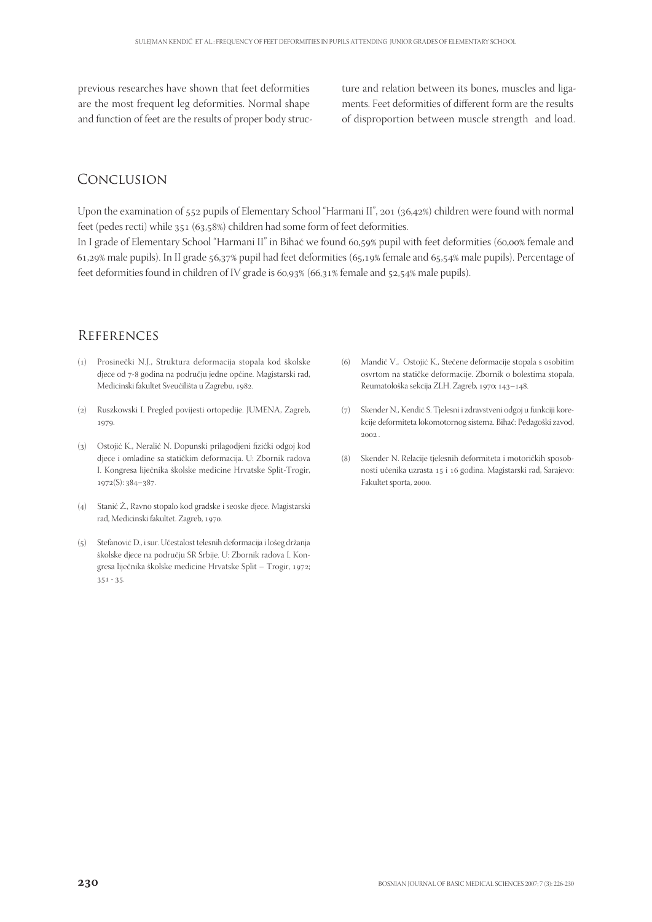previous researches have shown that feet deformities are the most frequent leg deformities. Normal shape and function of feet are the results of proper body structure and relation between its bones, muscles and ligaments. Feet deformities of different form are the results of disproportion between muscle strength and load.

## Conclusion

Upon the examination of 552 pupils of Elementary School "Harmani II", 201 (36,42%) children were found with normal feet (pedes recti) while 351 (63,58%) children had some form of feet deformities.

In I grade of Elementary School "Harmani II" in Bihać we found 60,59% pupil with feet deformities (60,00% female and 61,29% male pupils). In II grade 56,37% pupil had feet deformities (65,19% female and 65,54% male pupils). Percentage of feet deformities found in children of IV grade is 60,93% (66,31% female and 52,54% male pupils).

## References

(1) Prosinečki N.J., Struktura deformacija stopala kod školske djece od 7-8 godina na području jedne općine. Magistarski rad, Medicinski fakultet Sveučilišta u Zagrebu, 1982.

(2) Ruszkowski I. Pregled povijesti ortopedije. JUMENA, Zagreb, 1979.

(3) Ostojić K., Neralić N. Dopunski prilagodjeni fizički odgoj kod djece i omladine sa statičkim deformacija. U: Zbornik radova I. Kongresa liječnika školske medicine Hrvatske Split-Trogir, 1972(S): 384–387.

(4) Stanić Ž., Ravno stopalo kod gradske i seoske djece. Magistarski rad, Medicinski fakultet. Zagreb, 1970.

(5) Stefanović D., i sur. Učestalost telesnih deformacija i lošeg držanja školske djece na području SR Srbije. U: Zbornik radova I. Kongresa liječnika školske medicine Hrvatske Split – Trogir, 1972; 351 - 35.

(6) Mandić V., Ostojić K., Stečene deformacije stopala s osobitim osvrtom na statičke deformacije. Zbornik o bolestima stopala, Reumatološka sekcija ZLH. Zagreb, 1970; 143–148.

(7) Skender N., Kendić S. Tjelesni i zdravstveni odgoj u funkciji korekcije deformiteta lokomotornog sistema. Bihać: Pedagoški zavod, 2002 .

(8) Skender N. Relacije tjelesnih deformiteta i motoričkih sposobnosti učenika uzrasta 15 i 16 godina. Magistarski rad, Sarajevo: Fakultet sporta, 2000.